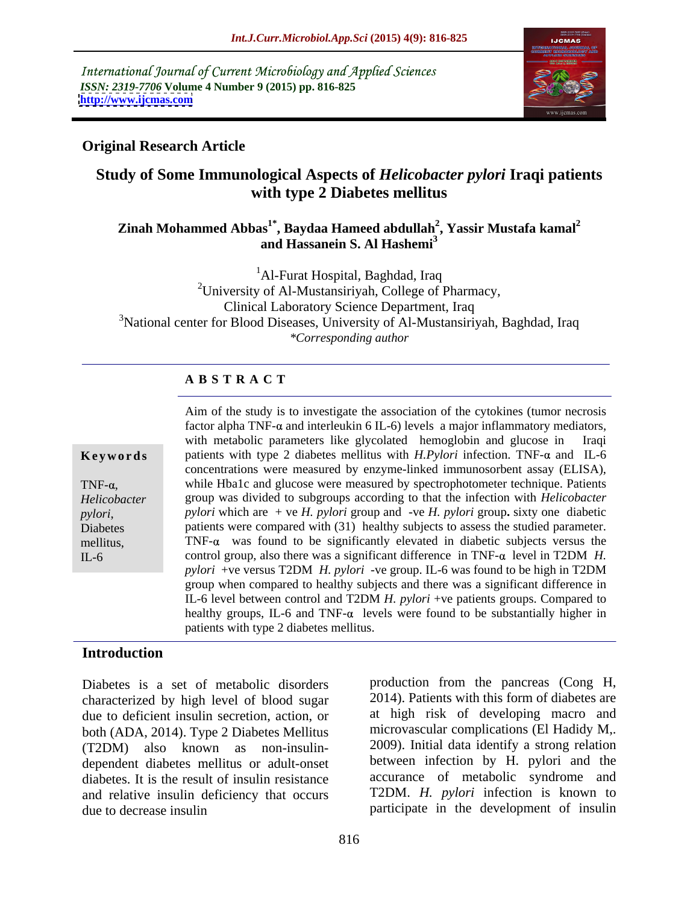International Journal of Current Microbiology and Applied Sciences
*ISSN: 2319-7706* **Volume 4 Number 9 (2015) pp. 816-825**
**http://www.ijcmas.com**

**Original Research Article**

# Study of Some Immunological Aspects of *Helicobacter pylori* Iraqi patients with type 2 Diabetes mellitus

**Zinah Mohammed Abbas[1*], Baydaa Hameed abdullah[2], Yassir Mustafa kamal[2] and Hassanein S. Al Hashemi[3]**

[1]Al-Furat Hospital, Baghdad, Iraq
[2]University of Al-Mustansiriyah, College of Pharmacy, Clinical Laboratory Science Department, Iraq
[3]National center for Blood Diseases, University of Al-Mustansiriyah, Baghdad, Iraq
*\*Corresponding author*

## ABSTRACT

**Keywords**

TNF-α, *Helicobacter pylori*, Diabetes mellitus, IL-6

Aim of the study is to investigate the association of the cytokines (tumor necrosis factor alpha TNF-α and interleukin 6 IL-6) levels a major inflammatory mediators, with metabolic parameters like glycolated hemoglobin and glucose in Iraqi patients with type 2 diabetes mellitus with *H.Pylori* infection. TNF-α and IL-6 concentrations were measured by enzyme-linked immunosorbent assay (ELISA), while Hba1c and glucose were measured by spectrophotometer technique. Patients group was divided to subgroups according to that the infection with *Helicobacter pylori* which are + ve *H. pylori* group and -ve *H. pylori* group**.** sixty one diabetic patients were compared with (31) healthy subjects to assess the studied parameter. TNF-α was found to be significantly elevated in diabetic subjects versus the control group, also there was a significant difference in TNF-α level in T2DM *H. pylori* +ve versus T2DM *H. pylori* -ve group. IL-6 was found to be high in T2DM group when compared to healthy subjects and there was a significant difference in IL-6 level between control and T2DM *H. pylori* +ve patients groups. Compared to healthy groups, IL-6 and TNF-α levels were found to be substantially higher in patients with type 2 diabetes mellitus.

## Introduction

Diabetes is a set of metabolic disorders characterized by high level of blood sugar due to deficient insulin secretion, action, or both (ADA, 2014). Type 2 Diabetes Mellitus (T2DM) also known as non-insulin-dependent diabetes mellitus or adult-onset diabetes. It is the result of insulin resistance and relative insulin deficiency that occurs due to decrease insulin production from the pancreas (Cong H, 2014). Patients with this form of diabetes are at high risk of developing macro and microvascular complications (El Hadidy M,. 2009). Initial data identify a strong relation between infection by H. pylori and the accurance of metabolic syndrome and T2DM. *H. pylori* infection is known to participate in the development of insulin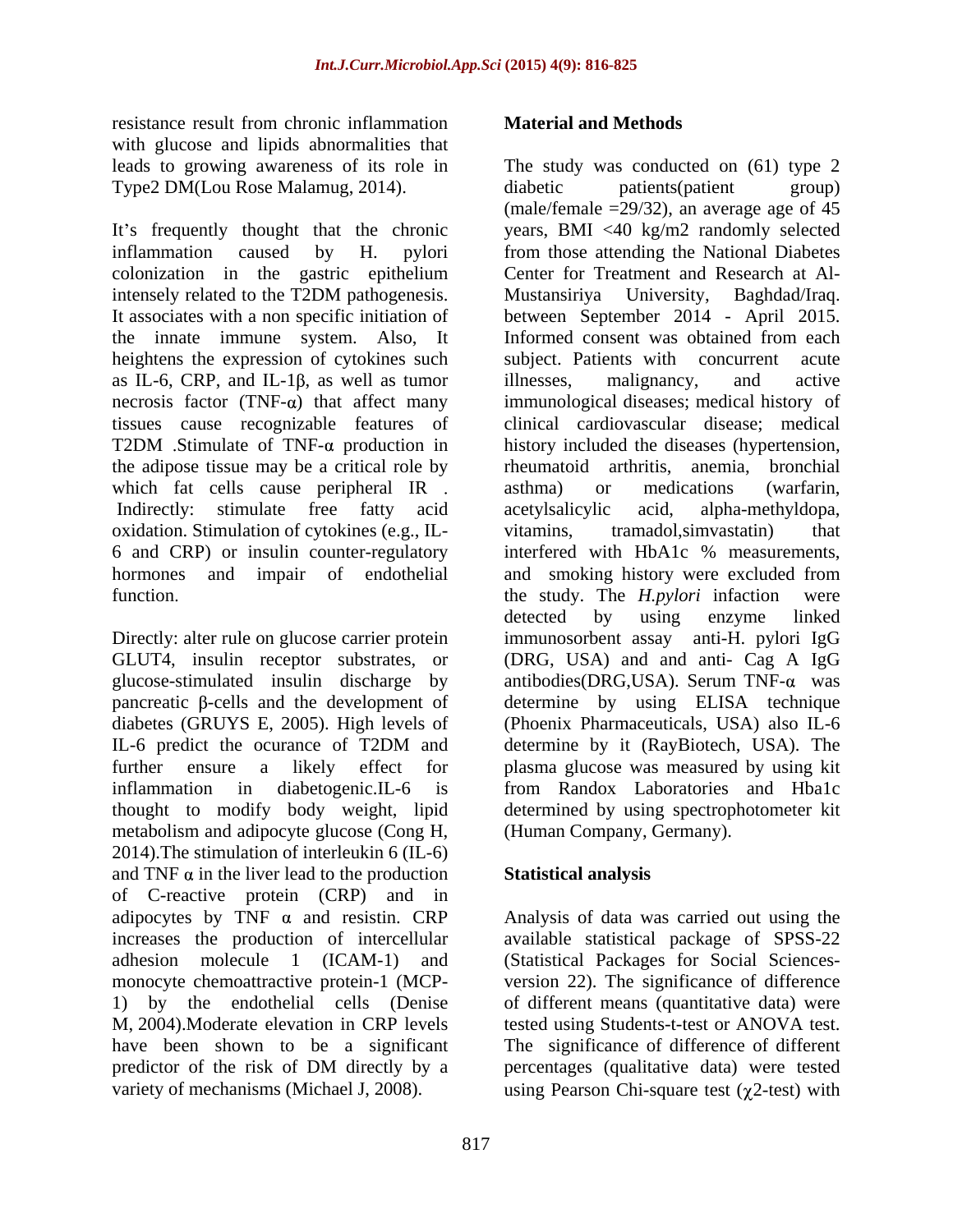resistance result from chronic inflammation with glucose and lipids abnormalities that leads to growing awareness of its role in Type2 DM(Lou Rose Malamug, 2014).

It's frequently thought that the chronic inflammation caused by H. pylori colonization in the gastric epithelium intensely related to the T2DM pathogenesis. It associates with a non specific initiation of the innate immune system. Also, It heightens the expression of cytokines such as IL-6, CRP, and IL-1β, as well as tumor necrosis factor (TNF-α) that affect many tissues cause recognizable features of T2DM .Stimulate of TNF-α production in the adipose tissue may be a critical role by which fat cells cause peripheral IR . Indirectly: stimulate free fatty acid oxidation. Stimulation of cytokines (e.g., IL-6 and CRP) or insulin counter-regulatory hormones and impair of endothelial function.

Directly: alter rule on glucose carrier protein GLUT4, insulin receptor substrates, or glucose-stimulated insulin discharge by pancreatic β-cells and the development of diabetes (GRUYS E, 2005). High levels of IL-6 predict the ocurance of T2DM and further ensure a likely effect for inflammation in diabetogenic.IL-6 is thought to modify body weight, lipid metabolism and adipocyte glucose (Cong H, 2014).The stimulation of interleukin 6 (IL-6) and TNF α in the liver lead to the production of C-reactive protein (CRP) and in adipocytes by TNF α and resistin. CRP increases the production of intercellular adhesion molecule 1 (ICAM-1) and monocyte chemoattractive protein-1 (MCP-1) by the endothelial cells (Denise M, 2004).Moderate elevation in CRP levels have been shown to be a significant predictor of the risk of DM directly by a variety of mechanisms (Michael J, 2008).

## Material and Methods

The study was conducted on (61) type 2 diabetic patients(patient group) (male/female =29/32), an average age of 45 years, BMI <40 kg/m2 randomly selected from those attending the National Diabetes Center for Treatment and Research at Al-Mustansiriya University, Baghdad/Iraq. between September 2014 - April 2015. Informed consent was obtained from each subject. Patients with concurrent acute illnesses, malignancy, and active immunological diseases; medical history of clinical cardiovascular disease; medical history included the diseases (hypertension, rheumatoid arthritis, anemia, bronchial asthma) or medications (warfarin, acetylsalicylic acid, alpha-methyldopa, vitamins, tramadol,simvastatin) that interfered with HbA1c % measurements, and smoking history were excluded from the study. The *H.pylori* infaction were detected by using enzyme linked immunosorbent assay anti-H. pylori IgG (DRG, USA) and and anti- Cag A IgG antibodies(DRG,USA). Serum TNF-α was determine by using ELISA technique (Phoenix Pharmaceuticals, USA) also IL-6 determine by it (RayBiotech, USA). The plasma glucose was measured by using kit from Randox Laboratories and Hba1c determined by using spectrophotometer kit (Human Company, Germany).

## Statistical analysis

Analysis of data was carried out using the available statistical package of SPSS-22 (Statistical Packages for Social Sciences-version 22). The significance of difference of different means (quantitative data) were tested using Students-t-test or ANOVA test. The significance of difference of different percentages (qualitative data) were tested using Pearson Chi-square test ($\chi$2-test) with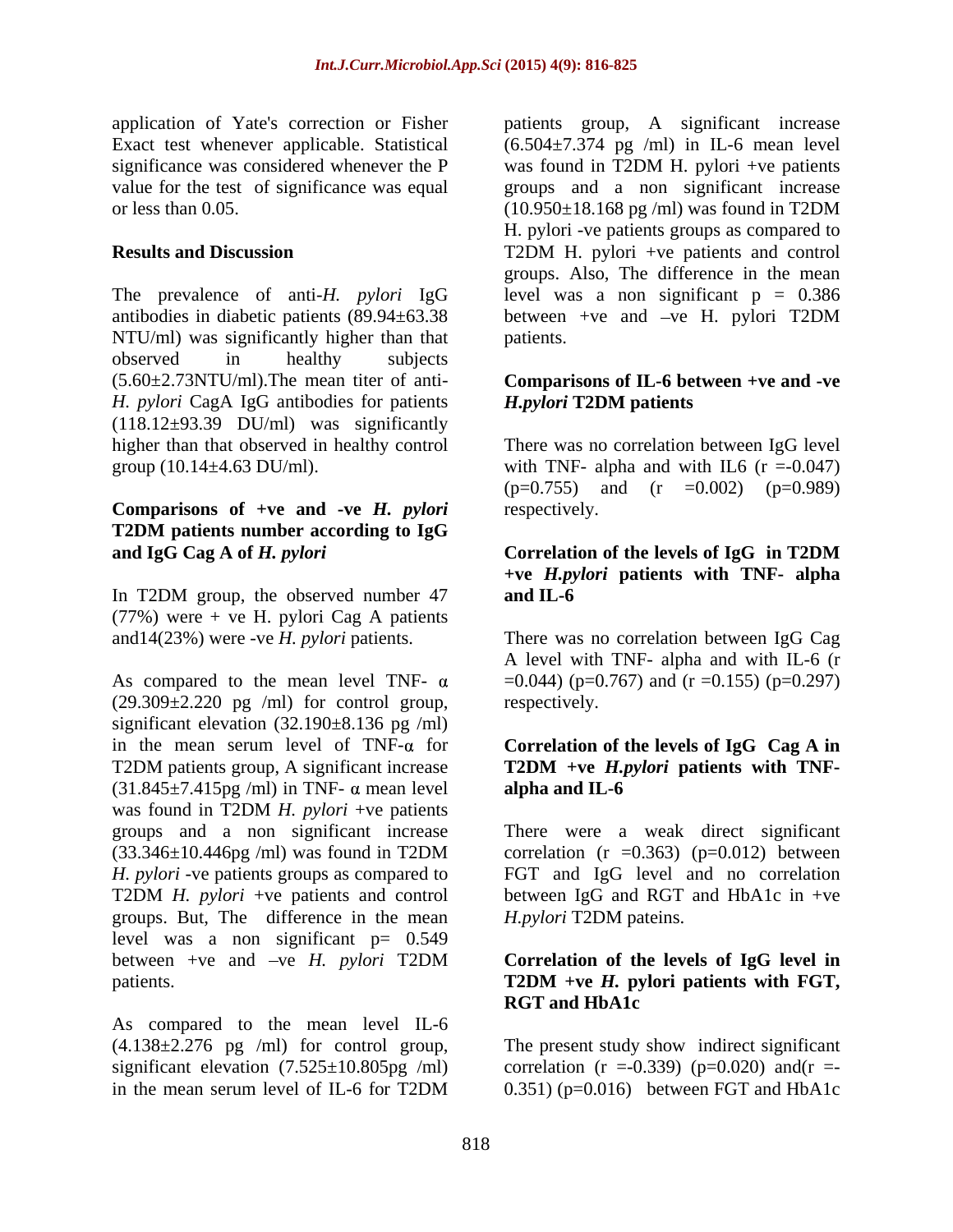application of Yate's correction or Fisher Exact test whenever applicable. Statistical significance was considered whenever the P value for the test of significance was equal or less than 0.05.

## Results and Discussion

The prevalence of anti-*H. pylori* IgG antibodies in diabetic patients (89.94±63.38 NTU/ml) was significantly higher than that observed in healthy subjects (5.60±2.73NTU/ml).The mean titer of anti-*H. pylori* CagA IgG antibodies for patients (118.12±93.39 DU/ml) was significantly higher than that observed in healthy control group (10.14±4.63 DU/ml).

### Comparisons of +ve and -ve *H. pylori* T2DM patients number according to IgG and IgG Cag A of *H. pylori*

In T2DM group, the observed number 47 (77%) were + ve H. pylori Cag A patients and14(23%) were -ve *H. pylori* patients.

As compared to the mean level TNF- α (29.309±2.220 pg /ml) for control group, significant elevation (32.190±8.136 pg /ml) in the mean serum level of TNF-α for T2DM patients group, A significant increase (31.845±7.415pg /ml) in TNF- α mean level was found in T2DM *H. pylori* +ve patients groups and a non significant increase (33.346±10.446pg /ml) was found in T2DM *H. pylori* -ve patients groups as compared to T2DM *H. pylori* +ve patients and control groups. But, The difference in the mean level was a non significant p= 0.549 between +ve and –ve *H. pylori* T2DM patients.

As compared to the mean level IL-6 (4.138±2.276 pg /ml) for control group, significant elevation (7.525±10.805pg /ml) in the mean serum level of IL-6 for T2DM patients group, A significant increase (6.504±7.374 pg /ml) in IL-6 mean level was found in T2DM H. pylori +ve patients groups and a non significant increase (10.950±18.168 pg /ml) was found in T2DM H. pylori -ve patients groups as compared to T2DM H. pylori +ve patients and control groups. Also, The difference in the mean level was a non significant p = 0.386 between +ve and –ve H. pylori T2DM patients.

### Comparisons of IL-6 between +ve and -ve *H.pylori* T2DM patients

There was no correlation between IgG level with TNF- alpha and with IL6 (r =-0.047) (p=0.755) and (r =0.002) (p=0.989) respectively.

### Correlation of the levels of IgG in T2DM +ve *H.pylori* patients with TNF- alpha and IL-6

There was no correlation between IgG Cag A level with TNF- alpha and with IL-6 (r =0.044) (p=0.767) and (r =0.155) (p=0.297) respectively.

### Correlation of the levels of IgG Cag A in T2DM +ve *H.pylori* patients with TNF- alpha and IL-6

There were a weak direct significant correlation (r =0.363) (p=0.012) between FGT and IgG level and no correlation between IgG and RGT and HbA1c in +ve *H.pylori* T2DM pateins.

### Correlation of the levels of IgG level in T2DM +ve *H.* pylori patients with FGT, RGT and HbA1c

The present study show indirect significant correlation (r =-0.339) (p=0.020) and(r =-0.351) (p=0.016) between FGT and HbA1c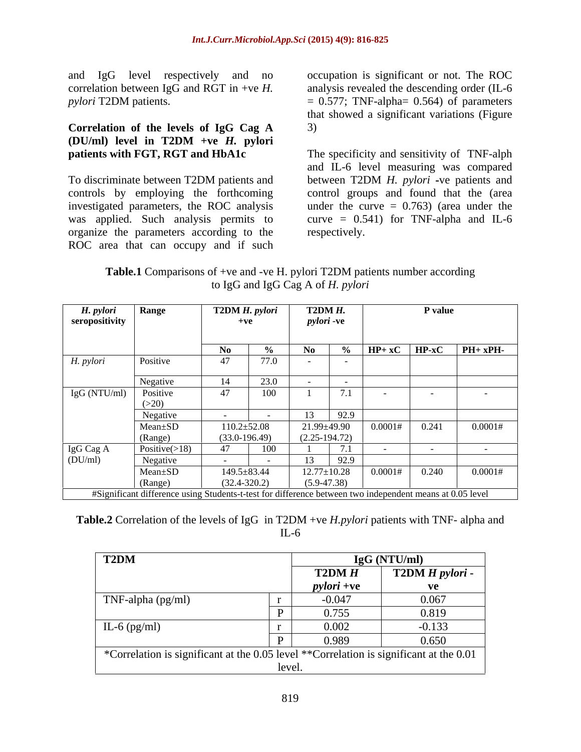and IgG level respectively and no correlation between IgG and RGT in +ve *H. pylori* T2DM patients.

### Correlation of the levels of IgG Cag A (DU/ml) level in T2DM +ve *H.* pylori patients with FGT, RGT and HbA1c

To discriminate between T2DM patients and controls by employing the forthcoming investigated parameters, the ROC analysis was applied. Such analysis permits to organize the parameters according to the ROC area that can occupy and if such occupation is significant or not. The ROC analysis revealed the descending order (IL-6 = 0.577; TNF-alpha= 0.564) of parameters that showed a significant variations (Figure 3)

The specificity and sensitivity of TNF-alph and IL-6 level measuring was compared between T2DM *H. pylori* **-**ve patients and control groups and found that the (area under the curve = 0.763) (area under the curve = 0.541) for TNF-alpha and IL-6 respectively.

**Table.1** Comparisons of +ve and -ve H. pylori T2DM patients number according to IgG and IgG Cag A of *H. pylori*

| *H. pylori* seropositivity | Range | T2DM *H. pylori* +ve | | T2DM *H. pylori* -ve | | P value | | |
|---|---|---|---|---|---|---|---|---|
| | | No | % | No | % | HP+ xC | HP-xC | PH+ xPH- |
| *H. pylori* | Positive | 47 | 77.0 | - | - | | | |
| | Negative | 14 | 23.0 | - | - | | | |
| IgG (NTU/ml) | Positive (>20) | 47 | 100 | 1 | 7.1 | - | - | - |
| | Negative | - | - | 13 | 92.9 | | | |
| | Mean±SD (Range) | 110.2±52.08 (33.0-196.49) | | 21.99±49.90 (2.25-194.72) | | 0.0001# | 0.241 | 0.0001# |
| IgG Cag A (DU/ml) | Positive(>18) | 47 | 100 | 1 | 7.1 | - | - | - |
| | Negative | - | - | 13 | 92.9 | | | |
| | Mean±SD (Range) | 149.5±83.44 (32.4-320.2) | | 12.77±10.28 (5.9-47.38) | | 0.0001# | 0.240 | 0.0001# |

#Significant difference using Students-t-test for difference between two independent means at 0.05 level

**Table.2** Correlation of the levels of IgG in T2DM +ve *H.pylori* patients with TNF- alpha and IL-6

| T2DM | | IgG (NTU/ml) | |
|---|---|---|---|
| | | **T2DM *H pylori* +ve** | **T2DM *H pylori* -ve** |
| TNF-alpha (pg/ml) | r | -0.047 | 0.067 |
| | P | 0.755 | 0.819 |
| IL-6 (pg/ml) | r | 0.002 | -0.133 |
| | P | 0.989 | 0.650 |

*Correlation is significant at the 0.05 level **Correlation is significant at the 0.01 level.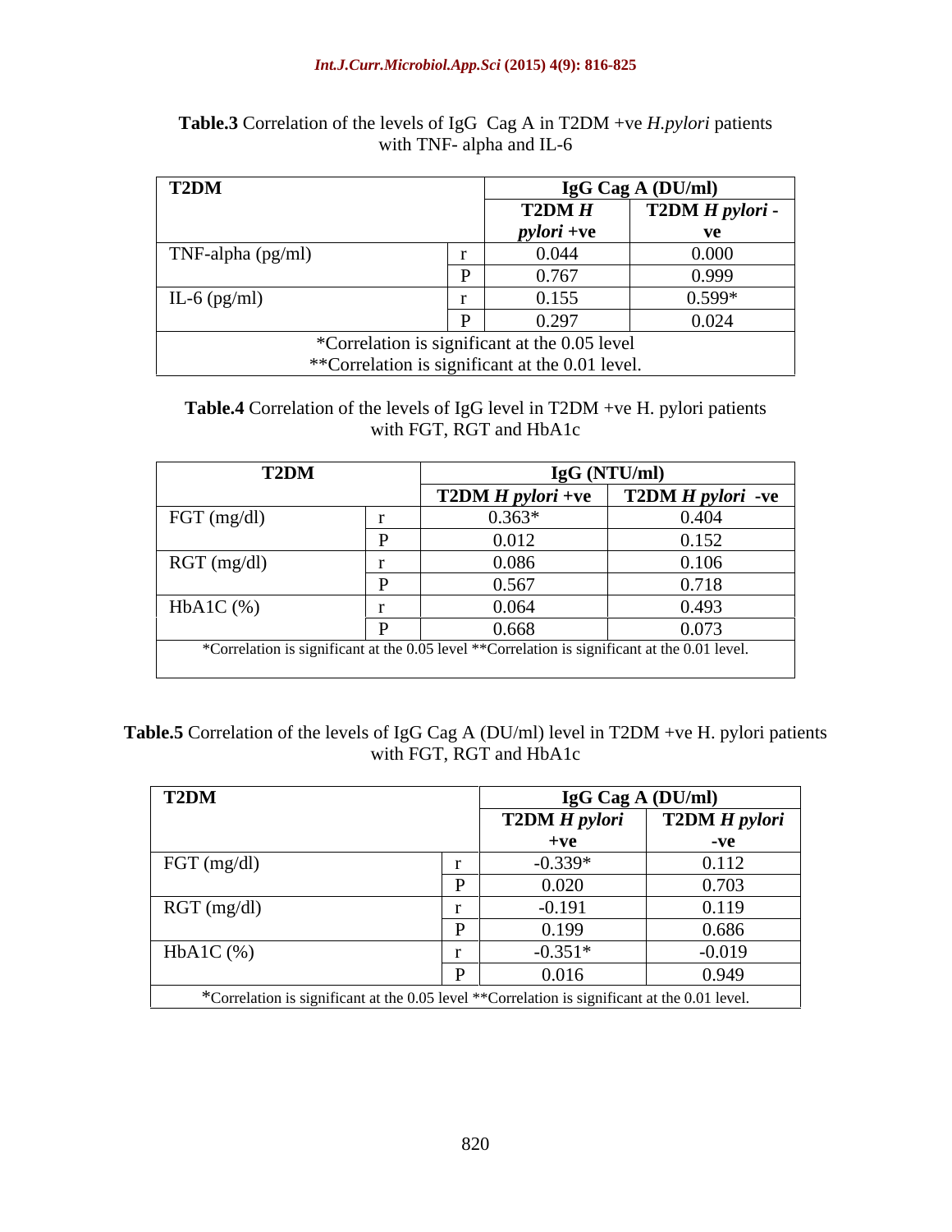**Table.3** Correlation of the levels of IgG Cag A in T2DM +ve *H.pylori* patients with TNF- alpha and IL-6

| T2DM | | IgG Cag A (DU/ml) | |
|---|---|---|---|
| | | T2DM *H pylori* +ve | T2DM *H pylori* -ve |
| TNF-alpha (pg/ml) | r | 0.044 | 0.000 |
| | P | 0.767 | 0.999 |
| IL-6 (pg/ml) | r | 0.155 | 0.599* |
| | P | 0.297 | 0.024 |

*Correlation is significant at the 0.05 level
**Correlation is significant at the 0.01 level.

**Table.4** Correlation of the levels of IgG level in T2DM +ve H. pylori patients with FGT, RGT and HbA1c

| T2DM | | IgG (NTU/ml) | |
|---|---|---|---|
| | | T2DM *H pylori* +ve | T2DM *H pylori* -ve |
| FGT (mg/dl) | r | 0.363* | 0.404 |
| | P | 0.012 | 0.152 |
| RGT (mg/dl) | r | 0.086 | 0.106 |
| | P | 0.567 | 0.718 |
| HbA1C (%) | r | 0.064 | 0.493 |
| | P | 0.668 | 0.073 |

*Correlation is significant at the 0.05 level **Correlation is significant at the 0.01 level.

**Table.5** Correlation of the levels of IgG Cag A (DU/ml) level in T2DM +ve H. pylori patients with FGT, RGT and HbA1c

| T2DM | | IgG Cag A (DU/ml) | |
|---|---|---|---|
| | | T2DM *H pylori* +ve | T2DM *H pylori* -ve |
| FGT (mg/dl) | r | -0.339* | 0.112 |
| | P | 0.020 | 0.703 |
| RGT (mg/dl) | r | -0.191 | 0.119 |
| | P | 0.199 | 0.686 |
| HbA1C (%) | r | -0.351* | -0.019 |
| | P | 0.016 | 0.949 |

*Correlation is significant at the 0.05 level **Correlation is significant at the 0.01 level.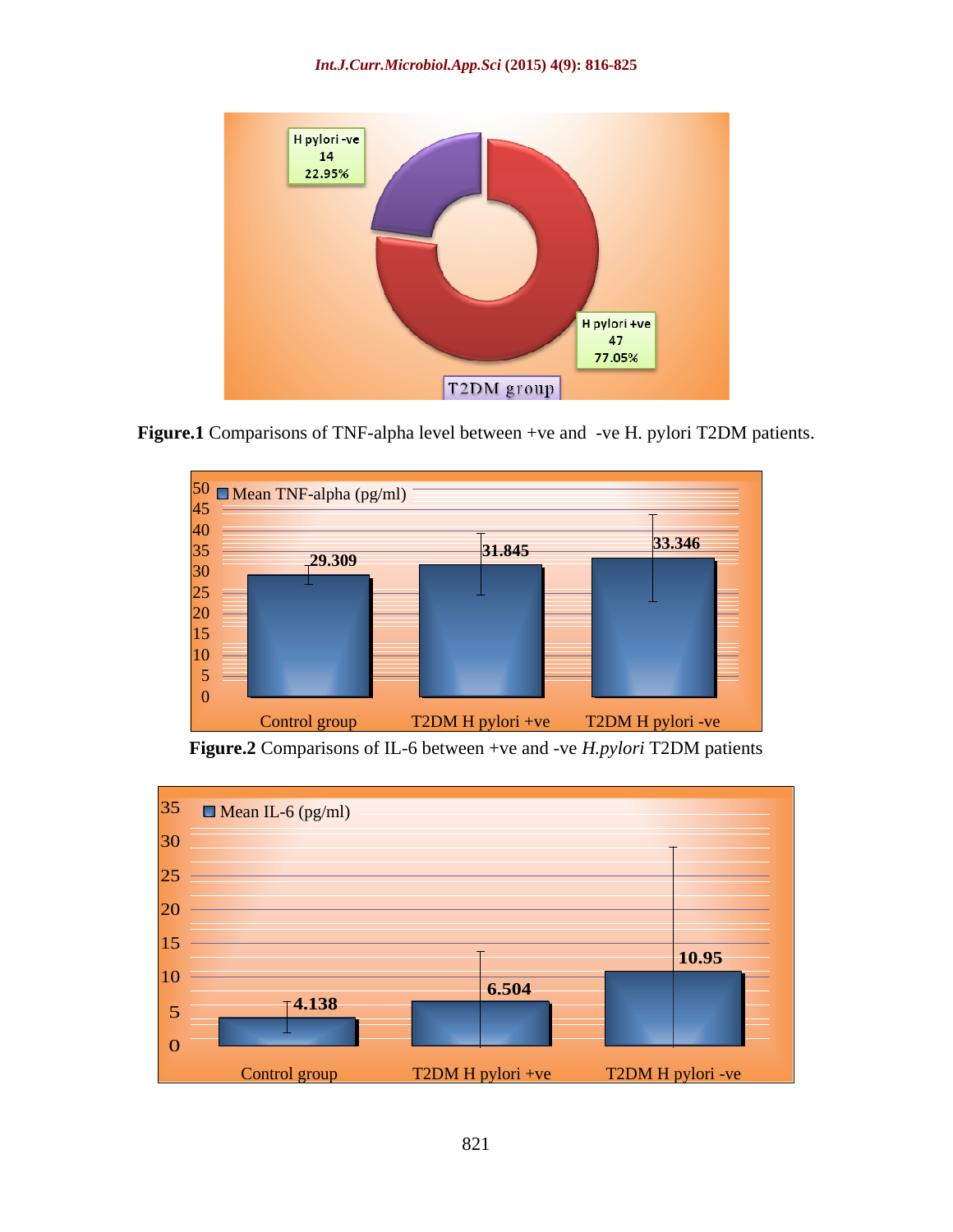H pylori -ve
14
22.95%

H pylori +ve
47
77.05%

T2DM group

**Figure.1** Comparisons of TNF-alpha level between +ve and -ve H. pylori T2DM patients.

Mean TNF-alpha (pg/ml)

| | Control group | T2DM H pylori +ve | T2DM H pylori -ve |
|---|---|---|---|
| Mean TNF-alpha (pg/ml) | 29.309 | 31.845 | 33.346 |

**Figure.2** Comparisons of IL-6 between +ve and -ve *H.pylori* T2DM patients

Mean IL-6 (pg/ml)

| | Control group | T2DM H pylori +ve | T2DM H pylori -ve |
|---|---|---|---|
| Mean IL-6 (pg/ml) | 4.138 | 6.504 | 10.95 |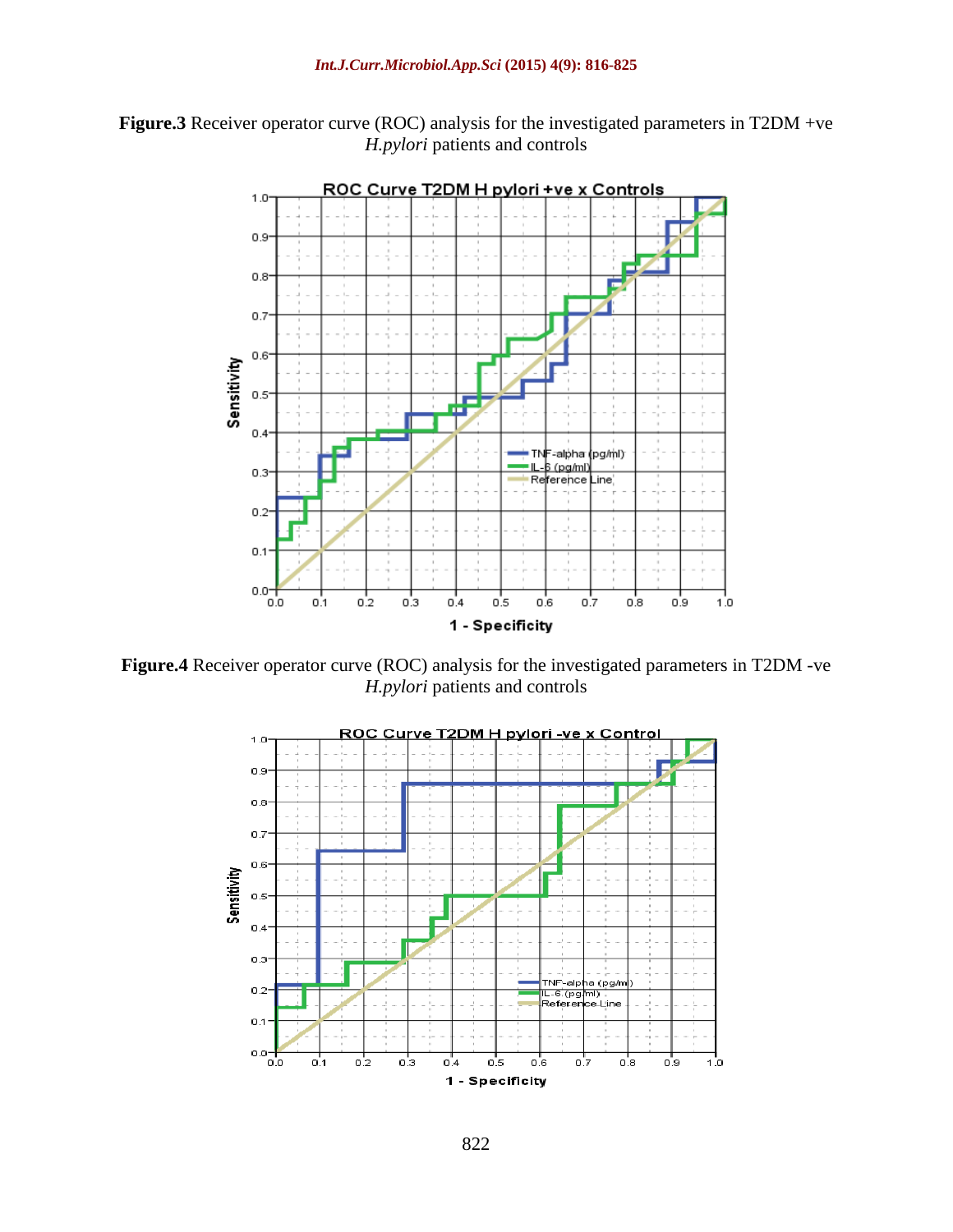**Figure.3** Receiver operator curve (ROC) analysis for the investigated parameters in T2DM +ve *H.pylori* patients and controls

**Figure.4** Receiver operator curve (ROC) analysis for the investigated parameters in T2DM -ve *H.pylori* patients and controls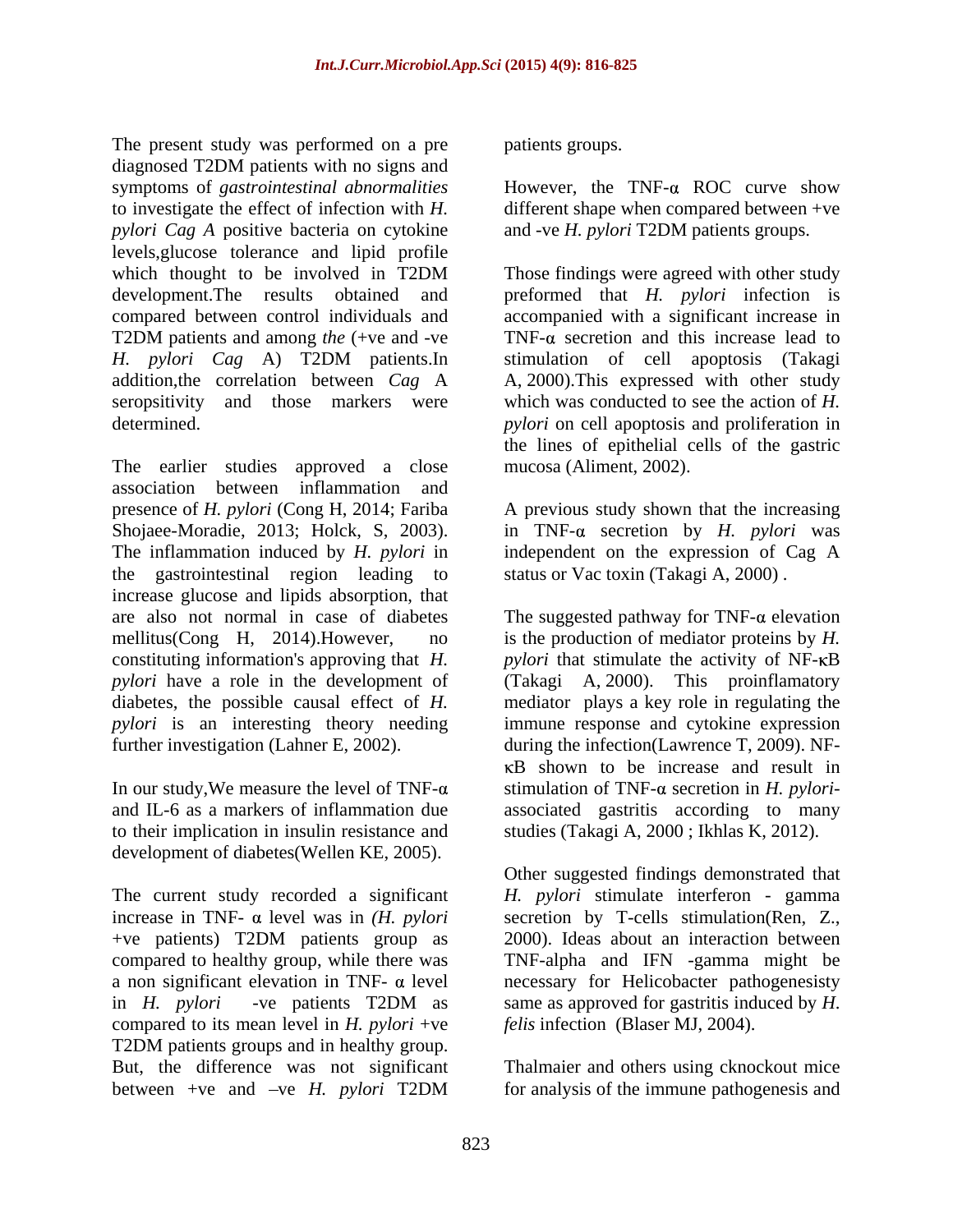The present study was performed on a pre diagnosed T2DM patients with no signs and symptoms of *gastrointestinal abnormalities* to investigate the effect of infection with *H. pylori Cag A* positive bacteria on cytokine levels,glucose tolerance and lipid profile which thought to be involved in T2DM development.The results obtained and compared between control individuals and T2DM patients and among *the* (+ve and -ve *H. pylori Cag* A) T2DM patients.In addition,the correlation between *Cag* A seropsitivity and those markers were determined.

The earlier studies approved a close association between inflammation and presence of *H. pylori* (Cong H, 2014; Fariba Shojaee-Moradie, 2013; Holck, S, 2003). The inflammation induced by *H. pylori* in the gastrointestinal region leading to increase glucose and lipids absorption, that are also not normal in case of diabetes mellitus(Cong H, 2014).However, no constituting information's approving that *H. pylori* have a role in the development of diabetes, the possible causal effect of *H. pylori* is an interesting theory needing further investigation (Lahner E, 2002).

In our study,We measure the level of TNF-α and IL-6 as a markers of inflammation due to their implication in insulin resistance and development of diabetes(Wellen KE, 2005).

The current study recorded a significant increase in TNF- α level was in *(H. pylori* +ve patients) T2DM patients group as compared to healthy group, while there was a non significant elevation in TNF- α level in *H. pylori* -ve patients T2DM as compared to its mean level in *H. pylori* +ve T2DM patients groups and in healthy group. But, the difference was not significant between +ve and –ve *H. pylori* T2DM patients groups.

However, the TNF-α ROC curve show different shape when compared between +ve and -ve *H. pylori* T2DM patients groups.

Those findings were agreed with other study preformed that *H. pylori* infection is accompanied with a significant increase in TNF-α secretion and this increase lead to stimulation of cell apoptosis (Takagi A, 2000).This expressed with other study which was conducted to see the action of *H. pylori* on cell apoptosis and proliferation in the lines of epithelial cells of the gastric mucosa (Aliment, 2002).

A previous study shown that the increasing in TNF-α secretion by *H. pylori* was independent on the expression of Cag A status or Vac toxin (Takagi A, 2000) .

The suggested pathway for TNF-α elevation is the production of mediator proteins by *H. pylori* that stimulate the activity of NF-κB (Takagi A, 2000). This proinflamatory mediator plays a key role in regulating the immune response and cytokine expression during the infection(Lawrence T, 2009). NF-κB shown to be increase and result in stimulation of TNF-α secretion in *H. pylori*-associated gastritis according to many studies (Takagi A, 2000 ; Ikhlas K, 2012).

Other suggested findings demonstrated that *H. pylori* stimulate interferon - gamma secretion by T-cells stimulation(Ren, Z., 2000). Ideas about an interaction between TNF-alpha and IFN -gamma might be necessary for Helicobacter pathogenesisty same as approved for gastritis induced by *H. felis* infection (Blaser MJ, 2004).

Thalmaier and others using cknockout mice for analysis of the immune pathogenesis and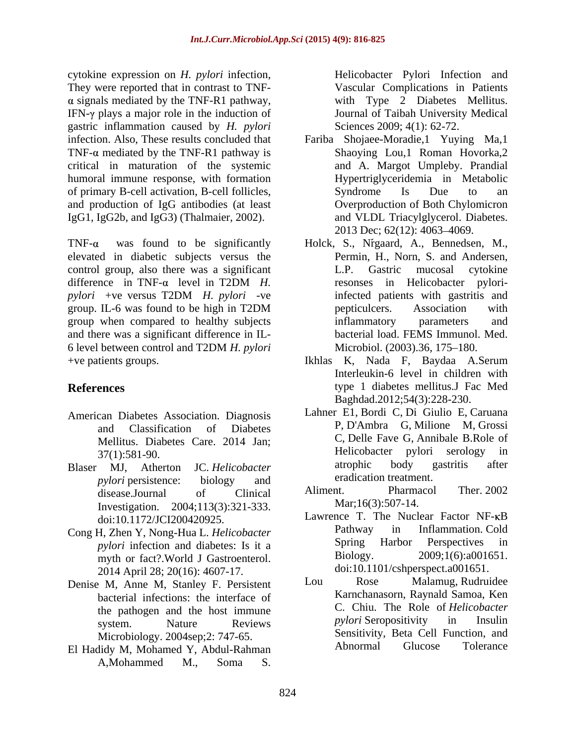cytokine expression on *H. pylori* infection, They were reported that in contrast to TNF-$\alpha$ signals mediated by the TNF-R1 pathway, IFN-$\gamma$ plays a major role in the induction of gastric inflammation caused by *H. pylori* infection. Also, These results concluded that TNF-$\alpha$ mediated by the TNF-R1 pathway is critical in maturation of the systemic humoral immune response, with formation of primary B-cell activation, B-cell follicles, and production of IgG antibodies (at least IgG1, IgG2b, and IgG3) (Thalmaier, 2002).

TNF-$\alpha$ was found to be significantly elevated in diabetic subjects versus the control group, also there was a significant difference in TNF-$\alpha$ level in T2DM *H. pylori* +ve versus T2DM *H. pylori* -ve group. IL-6 was found to be high in T2DM group when compared to healthy subjects and there was a significant difference in IL-6 level between control and T2DM *H. pylori* +ve patients groups.

## References

American Diabetes Association. Diagnosis and Classification of Diabetes Mellitus. Diabetes Care. 2014 Jan; 37(1):581-90.

Blaser MJ, Atherton JC. *Helicobacter pylori* persistence: biology and disease.Journal of Clinical Investigation. 2004;113(3):321-333. doi:10.1172/JCI200420925.

Cong H, Zhen Y, Nong-Hua L. *Helicobacter pylori* infection and diabetes: Is it a myth or fact?.World J Gastroenterol. 2014 April 28; 20(16): 4607-17.

Denise M, Anne M, Stanley F. Persistent bacterial infections: the interface of the pathogen and the host immune system. Nature Reviews Microbiology. 2004sep;2: 747-65.

El Hadidy M, Mohamed Y, Abdul-Rahman A,Mohammed M., Soma S. Helicobacter Pylori Infection and Vascular Complications in Patients with Type 2 Diabetes Mellitus. Journal of Taibah University Medical Sciences 2009; 4(1): 62-72.

Fariba Shojaee-Moradie,1 Yuying Ma,1 Shaoying Lou,1 Roman Hovorka,2 and A. Margot Umpleby. Prandial Hypertriglyceridemia in Metabolic Syndrome Is Due to an Overproduction of Both Chylomicron and VLDL Triacylglycerol. Diabetes. 2013 Dec; 62(12): 4063–4069.

Holck, S., Nŕgaard, A., Bennedsen, M., Permin, H., Norn, S. and Andersen, L.P. Gastric mucosal cytokine resonses in Helicobacter pylori-infected patients with gastritis and pepticulcers. Association with inflammatory parameters and bacterial load. FEMS Immunol. Med. Microbiol. (2003).36, 175–180.

Ikhlas K, Nada F, Baydaa A.Serum Interleukin-6 level in children with type 1 diabetes mellitus.J Fac Med Baghdad.2012;54(3):228-230.

Lahner E1, Bordi C, Di Giulio E, Caruana P, D'Ambra G, Milione M, Grossi C, Delle Fave G, Annibale B.Role of Helicobacter pylori serology in atrophic body gastritis after eradication treatment. Aliment. Pharmacol Ther. 2002 Mar;16(3):507-14.

Lawrence T. The Nuclear Factor NF-$\kappa$B Pathway in Inflammation. Cold Spring Harbor Perspectives in Biology. 2009;1(6):a001651. doi:10.1101/cshperspect.a001651.

Lou Rose Malamug, Rudruidee Karnchanasorn, Raynald Samoa, Ken C. Chiu. The Role of *Helicobacter pylori* Seropositivity in Insulin Sensitivity, Beta Cell Function, and Abnormal Glucose Tolerance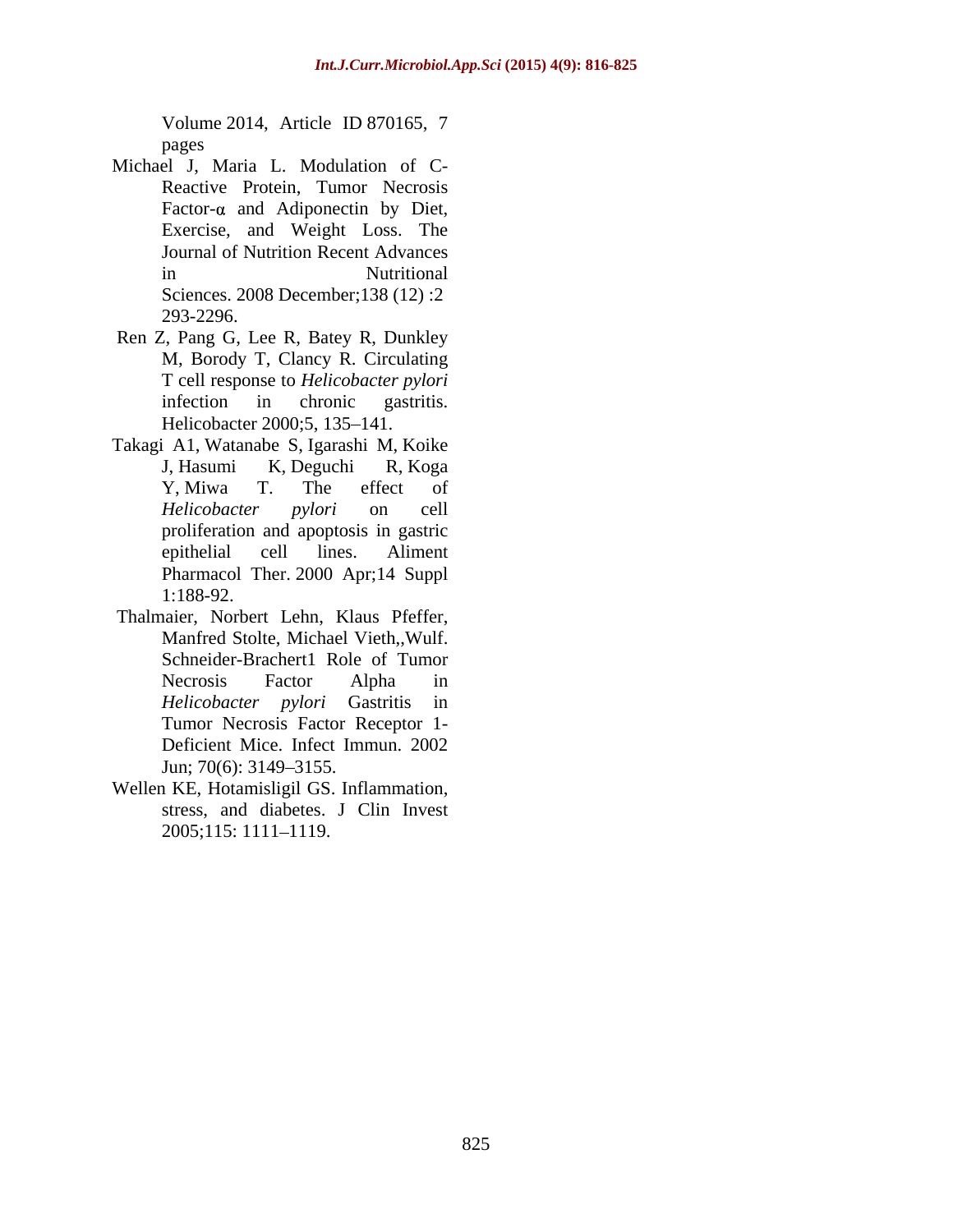Volume 2014, Article ID 870165, 7 pages

Michael J, Maria L. Modulation of C-Reactive Protein, Tumor Necrosis Factor-α and Adiponectin by Diet, Exercise, and Weight Loss. The Journal of Nutrition Recent Advances in Nutritional Sciences. 2008 December;138 (12) :2 293-2296.

Ren Z, Pang G, Lee R, Batey R, Dunkley M, Borody T, Clancy R. Circulating T cell response to *Helicobacter pylori* infection in chronic gastritis. Helicobacter 2000;5, 135–141.

Takagi A1, Watanabe S, Igarashi M, Koike J, Hasumi K, Deguchi R, Koga Y, Miwa T. The effect of *Helicobacter pylori* on cell proliferation and apoptosis in gastric epithelial cell lines. Aliment Pharmacol Ther. 2000 Apr;14 Suppl 1:188-92.

Thalmaier, Norbert Lehn, Klaus Pfeffer, Manfred Stolte, Michael Vieth,,Wulf. Schneider-Brachert1 Role of Tumor Necrosis Factor Alpha in *Helicobacter pylori* Gastritis in Tumor Necrosis Factor Receptor 1-Deficient Mice. Infect Immun. 2002 Jun; 70(6): 3149–3155.

Wellen KE, Hotamisligil GS. Inflammation, stress, and diabetes. J Clin Invest 2005;115: 1111–1119.